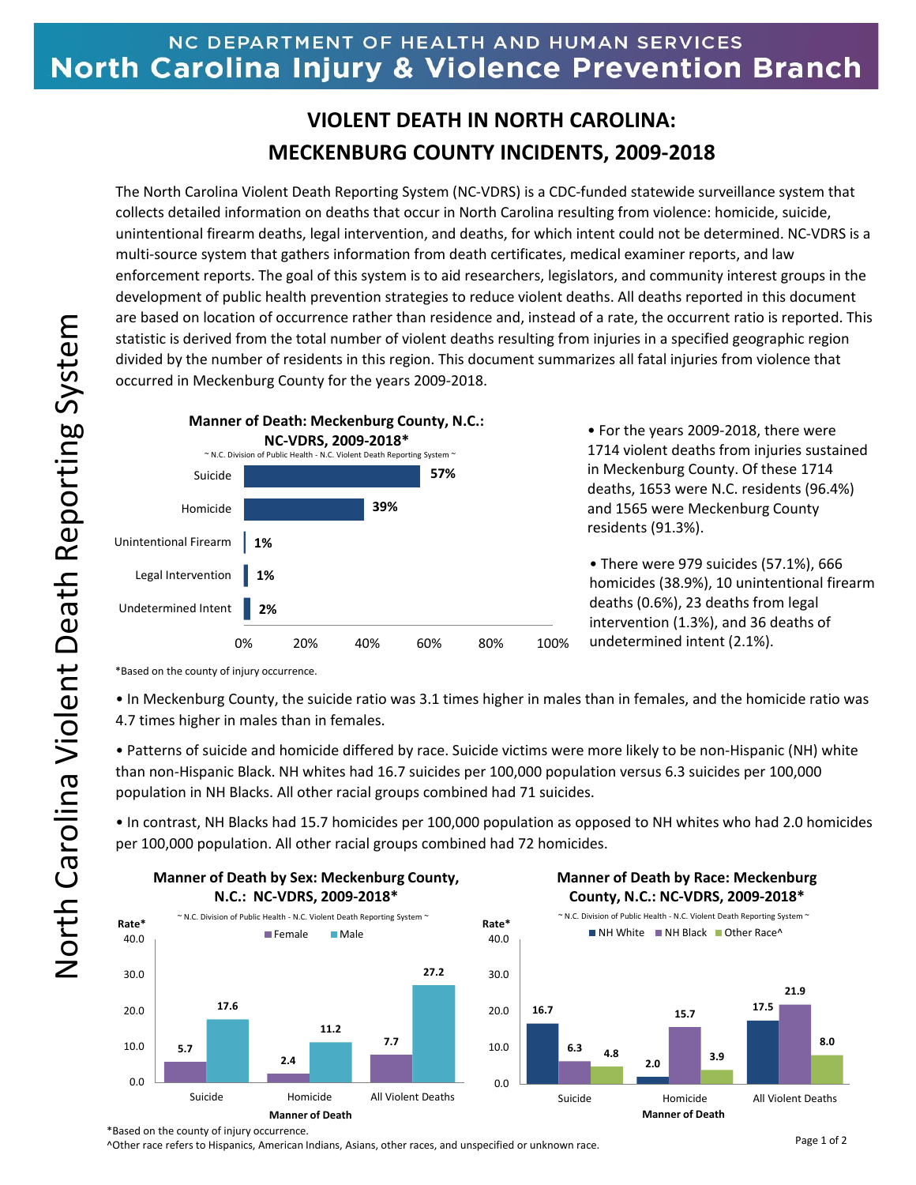NC DEPARTMENT OF HEALTH AND HUMAN SERVICES

**North Carolina Injury & Violence Prevention Branch**

North Carolina Violent Death Reporting System

# VIOLENT DEATH IN NORTH CAROLINA: MECKENBURG COUNTY INCIDENTS, 2009-2018

The North Carolina Violent Death Reporting System (NC-VDRS) is a CDC-funded statewide surveillance system that collects detailed information on deaths that occur in North Carolina resulting from violence: homicide, suicide, unintentional firearm deaths, legal intervention, and deaths, for which intent could not be determined. NC-VDRS is a multi-source system that gathers information from death certificates, medical examiner reports, and law enforcement reports. The goal of this system is to aid researchers, legislators, and community interest groups in the development of public health prevention strategies to reduce violent deaths. All deaths reported in this document are based on location of occurrence rather than residence and, instead of a rate, the occurrent ratio is reported. This statistic is derived from the total number of violent deaths resulting from injuries in a specified geographic region divided by the number of residents in this region. This document summarizes all fatal injuries from violence that occurred in Meckenburg County for the years 2009-2018.

**Manner of Death: Meckenburg County, N.C.: NC-VDRS, 2009-2018***

~ N.C. Division of Public Health - N.C. Violent Death Reporting System ~

| Manner of Death | Percent |
|---|---|
| Suicide | 57% |
| Homicide | 39% |
| Unintentional Firearm | 1% |
| Legal Intervention | 1% |
| Undetermined Intent | 2% |

*Based on the county of injury occurrence.

- For the years 2009-2018, there were 1714 violent deaths from injuries sustained in Meckenburg County. Of these 1714 deaths, 1653 were N.C. residents (96.4%) and 1565 were Meckenburg County residents (91.3%).
- There were 979 suicides (57.1%), 666 homicides (38.9%), 10 unintentional firearm deaths (0.6%), 23 deaths from legal intervention (1.3%), and 36 deaths of undetermined intent (2.1%).
- In Meckenburg County, the suicide ratio was 3.1 times higher in males than in females, and the homicide ratio was 4.7 times higher in males than in females.
- Patterns of suicide and homicide differed by race. Suicide victims were more likely to be non-Hispanic (NH) white than non-Hispanic Black. NH whites had 16.7 suicides per 100,000 population versus 6.3 suicides per 100,000 population in NH Blacks. All other racial groups combined had 71 suicides.
- In contrast, NH Blacks had 15.7 homicides per 100,000 population as opposed to NH whites who had 2.0 homicides per 100,000 population. All other racial groups combined had 72 homicides.

**Manner of Death by Sex: Meckenburg County, N.C.: NC-VDRS, 2009-2018***

~ N.C. Division of Public Health - N.C. Violent Death Reporting System ~

| Manner of Death | Female (Rate*) | Male (Rate*) |
|---|---|---|
| Suicide | 5.7 | 17.6 |
| Homicide | 2.4 | 11.2 |
| All Violent Deaths | 7.7 | 27.2 |

**Manner of Death by Race: Meckenburg County, N.C.: NC-VDRS, 2009-2018***

~ N.C. Division of Public Health - N.C. Violent Death Reporting System ~

| Manner of Death | NH White (Rate*) | NH Black (Rate*) | Other Race^ (Rate*) |
|---|---|---|---|
| Suicide | 16.7 | 6.3 | 4.8 |
| Homicide | 2.0 | 15.7 | 3.9 |
| All Violent Deaths | 17.5 | 21.9 | 8.0 |

*Based on the county of injury occurrence.

^Other race refers to Hispanics, American Indians, Asians, other races, and unspecified or unknown race.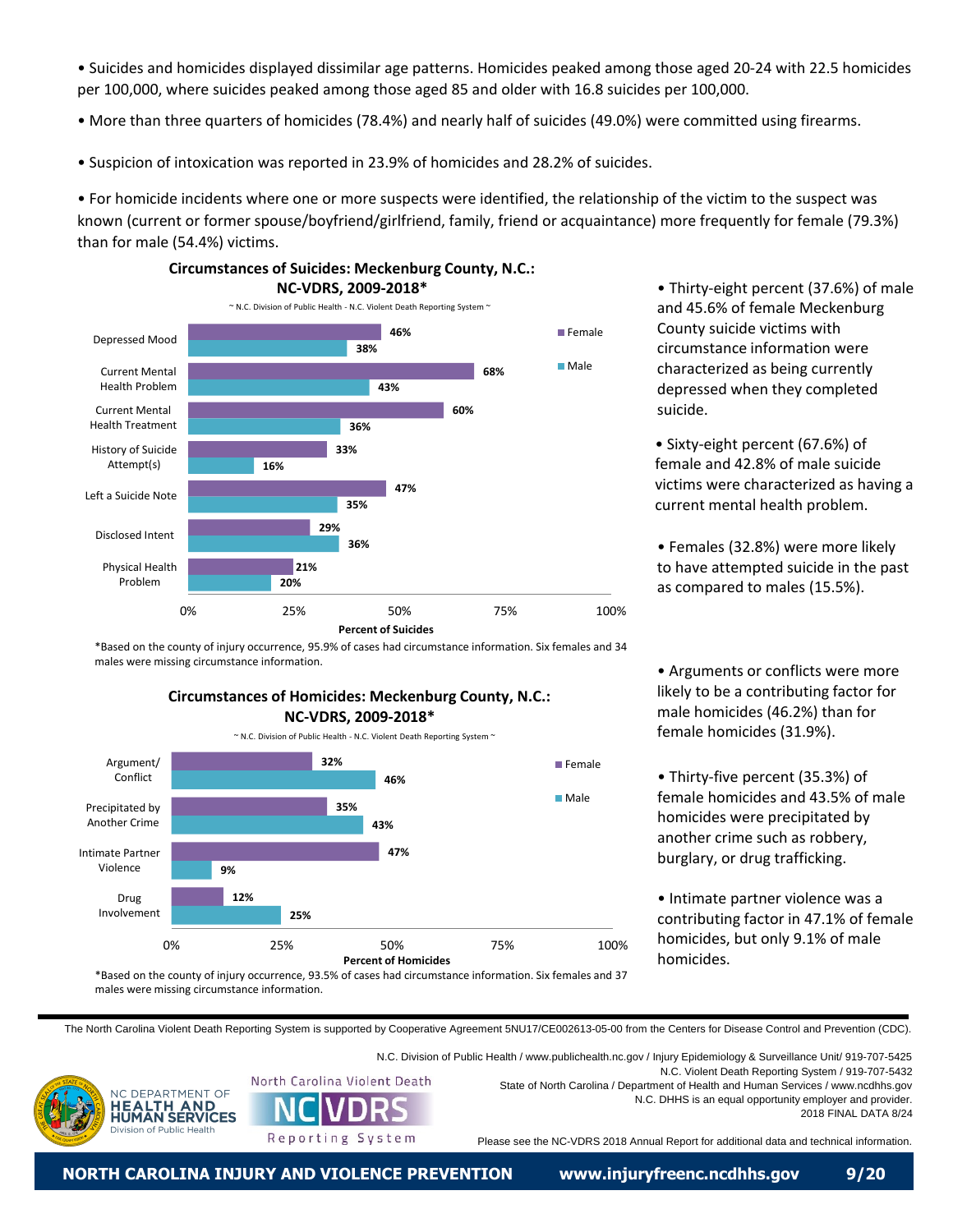• Suicides and homicides displayed dissimilar age patterns. Homicides peaked among those aged 20-24 with 22.5 homicides per 100,000, where suicides peaked among those aged 85 and older with 16.8 suicides per 100,000.

• More than three quarters of homicides (78.4%) and nearly half of suicides (49.0%) were committed using firearms.

• Suspicion of intoxication was reported in 23.9% of homicides and 28.2% of suicides.

• For homicide incidents where one or more suspects were identified, the relationship of the victim to the suspect was known (current or former spouse/boyfriend/girlfriend, family, friend or acquaintance) more frequently for female (79.3%) than for male (54.4%) victims.

**Circumstances of Suicides: Meckenburg County, N.C.: NC-VDRS, 2009-2018***

~ N.C. Division of Public Health - N.C. Violent Death Reporting System ~

Female
Male

Depressed Mood 46% 38%
Current Mental Health Problem 68% 43%
Current Mental Health Treatment 60% 36%
History of Suicide Attempt(s) 33% 16%
Left a Suicide Note 47% 35%
Disclosed Intent 29% 36%
Physical Health Problem 21% 20%

0% 25% 50% 75% 100%
Percent of Suicides

*Based on the county of injury occurrence, 95.9% of cases had circumstance information. Six females and 34 males were missing circumstance information.

• Thirty-eight percent (37.6%) of male and 45.6% of female Meckenburg County suicide victims with circumstance information were characterized as being currently depressed when they completed suicide.

• Sixty-eight percent (67.6%) of female and 42.8% of male suicide victims were characterized as having a current mental health problem.

• Females (32.8%) were more likely to have attempted suicide in the past as compared to males (15.5%).

**Circumstances of Homicides: Meckenburg County, N.C.: NC-VDRS, 2009-2018***

~ N.C. Division of Public Health - N.C. Violent Death Reporting System ~

Female
Male

Argument/ Conflict 32% 46%
Precipitated by Another Crime 35% 43%
Intimate Partner Violence 47% 9%
Drug Involvement 12% 25%

0% 25% 50% 75% 100%
Percent of Homicides

*Based on the county of injury occurrence, 93.5% of cases had circumstance information. Six females and 37 males were missing circumstance information.

• Arguments or conflicts were more likely to be a contributing factor for male homicides (46.2%) than for female homicides (31.9%).

• Thirty-five percent (35.3%) of female homicides and 43.5% of male homicides were precipitated by another crime such as robbery, burglary, or drug trafficking.

• Intimate partner violence was a contributing factor in 47.1% of female homicides, but only 9.1% of male homicides.

The North Carolina Violent Death Reporting System is supported by Cooperative Agreement 5NU17/CE002613-05-00 from the Centers for Disease Control and Prevention (CDC).

N.C. Division of Public Health / www.publichealth.nc.gov / Injury Epidemiology & Surveillance Unit/ 919-707-5425
N.C. Violent Death Reporting System / 919-707-5432
State of North Carolina / Department of Health and Human Services / www.ncdhhs.gov
N.C. DHHS is an equal opportunity employer and provider.
2018 FINAL DATA 8/24

Please see the NC-VDRS 2018 Annual Report for additional data and technical information.